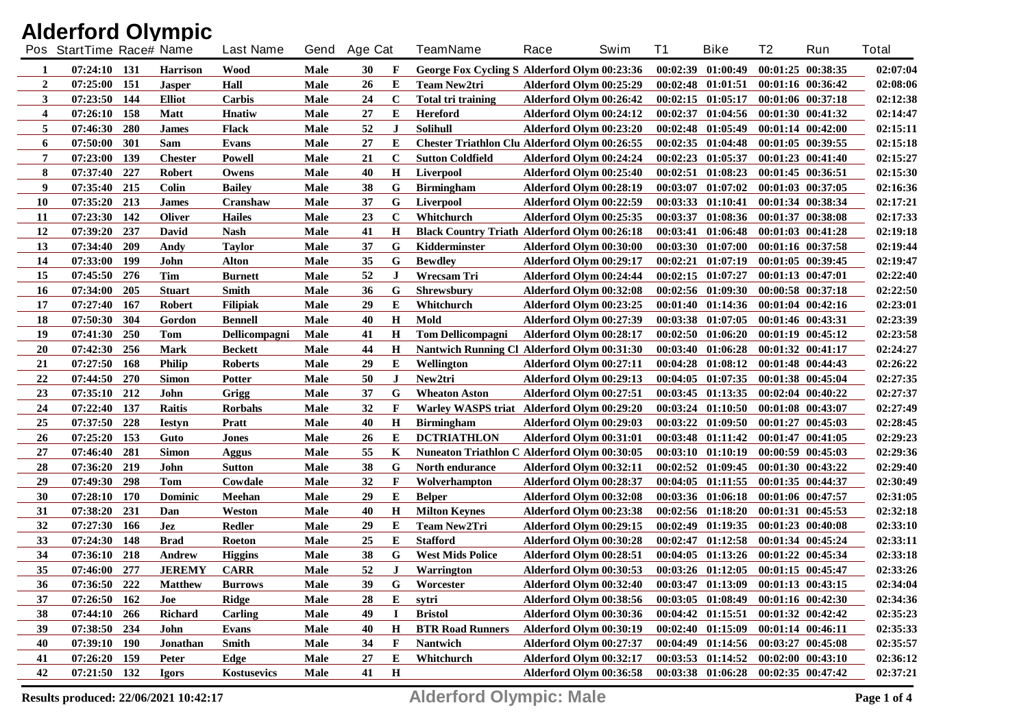# Alderford Olympic

| Pos | StartTime | Race# | Name | Last Name | Gend | Age | Cat | TeamName | Race | Swim | T1 | Bike | T2 | Run | Total |
|---|---|---|---|---|---|---|---|---|---|---|---|---|---|---|---|
| 1 | 07:24:10 | 131 | Harrison | Wood | Male | 30 | F | George Fox Cycling S | Alderford Olym | 00:23:36 | 00:02:39 | 01:00:49 | 00:01:25 | 00:38:35 | 02:07:04 |
| 2 | 07:25:00 | 151 | Jasper | Hall | Male | 26 | E | Team New2tri | Alderford Olym | 00:25:29 | 00:02:48 | 01:01:51 | 00:01:16 | 00:36:42 | 02:08:06 |
| 3 | 07:23:50 | 144 | Elliot | Carbis | Male | 24 | C | Total tri training | Alderford Olym | 00:26:42 | 00:02:15 | 01:05:17 | 00:01:06 | 00:37:18 | 02:12:38 |
| 4 | 07:26:10 | 158 | Matt | Hnatiw | Male | 27 | E | Hereford | Alderford Olym | 00:24:12 | 00:02:37 | 01:04:56 | 00:01:30 | 00:41:32 | 02:14:47 |
| 5 | 07:46:30 | 280 | James | Flack | Male | 52 | J | Solihull | Alderford Olym | 00:23:20 | 00:02:48 | 01:05:49 | 00:01:14 | 00:42:00 | 02:15:11 |
| 6 | 07:50:00 | 301 | Sam | Evans | Male | 27 | E | Chester Triathlon Clu | Alderford Olym | 00:26:55 | 00:02:35 | 01:04:48 | 00:01:05 | 00:39:55 | 02:15:18 |
| 7 | 07:23:00 | 139 | Chester | Powell | Male | 21 | C | Sutton Coldfield | Alderford Olym | 00:24:24 | 00:02:23 | 01:05:37 | 00:01:23 | 00:41:40 | 02:15:27 |
| 8 | 07:37:40 | 227 | Robert | Owens | Male | 40 | H | Liverpool | Alderford Olym | 00:25:40 | 00:02:51 | 01:08:23 | 00:01:45 | 00:36:51 | 02:15:30 |
| 9 | 07:35:40 | 215 | Colin | Bailey | Male | 38 | G | Birmingham | Alderford Olym | 00:28:19 | 00:03:07 | 01:07:02 | 00:01:03 | 00:37:05 | 02:16:36 |
| 10 | 07:35:20 | 213 | James | Cranshaw | Male | 37 | G | Liverpool | Alderford Olym | 00:22:59 | 00:03:33 | 01:10:41 | 00:01:34 | 00:38:34 | 02:17:21 |
| 11 | 07:23:30 | 142 | Oliver | Hailes | Male | 23 | C | Whitchurch | Alderford Olym | 00:25:35 | 00:03:37 | 01:08:36 | 00:01:37 | 00:38:08 | 02:17:33 |
| 12 | 07:39:20 | 237 | David | Nash | Male | 41 | H | Black Country Triath | Alderford Olym | 00:26:18 | 00:03:41 | 01:06:48 | 00:01:03 | 00:41:28 | 02:19:18 |
| 13 | 07:34:40 | 209 | Andy | Taylor | Male | 37 | G | Kidderminster | Alderford Olym | 00:30:00 | 00:03:30 | 01:07:00 | 00:01:16 | 00:37:58 | 02:19:44 |
| 14 | 07:33:00 | 199 | John | Alton | Male | 35 | G | Bewdley | Alderford Olym | 00:29:17 | 00:02:21 | 01:07:19 | 00:01:05 | 00:39:45 | 02:19:47 |
| 15 | 07:45:50 | 276 | Tim | Burnett | Male | 52 | J | Wrecsam Tri | Alderford Olym | 00:24:44 | 00:02:15 | 01:07:27 | 00:01:13 | 00:47:01 | 02:22:40 |
| 16 | 07:34:00 | 205 | Stuart | Smith | Male | 36 | G | Shrewsbury | Alderford Olym | 00:32:08 | 00:02:56 | 01:09:30 | 00:00:58 | 00:37:18 | 02:22:50 |
| 17 | 07:27:40 | 167 | Robert | Filipiak | Male | 29 | E | Whitchurch | Alderford Olym | 00:23:25 | 00:01:40 | 01:14:36 | 00:01:04 | 00:42:16 | 02:23:01 |
| 18 | 07:50:30 | 304 | Gordon | Bennell | Male | 40 | H | Mold | Alderford Olym | 00:27:39 | 00:03:38 | 01:07:05 | 00:01:46 | 00:43:31 | 02:23:39 |
| 19 | 07:41:30 | 250 | Tom | Dellicompagni | Male | 41 | H | Tom Dellicompagni | Alderford Olym | 00:28:17 | 00:02:50 | 01:06:20 | 00:01:19 | 00:45:12 | 02:23:58 |
| 20 | 07:42:30 | 256 | Mark | Beckett | Male | 44 | H | Nantwich Running Cl | Alderford Olym | 00:31:30 | 00:03:40 | 01:06:28 | 00:01:32 | 00:41:17 | 02:24:27 |
| 21 | 07:27:50 | 168 | Philip | Roberts | Male | 29 | E | Wellington | Alderford Olym | 00:27:11 | 00:04:28 | 01:08:12 | 00:01:48 | 00:44:43 | 02:26:22 |
| 22 | 07:44:50 | 270 | Simon | Potter | Male | 50 | J | New2tri | Alderford Olym | 00:29:13 | 00:04:05 | 01:07:35 | 00:01:38 | 00:45:04 | 02:27:35 |
| 23 | 07:35:10 | 212 | John | Grigg | Male | 37 | G | Wheaton Aston | Alderford Olym | 00:27:51 | 00:03:45 | 01:13:35 | 00:02:04 | 00:40:22 | 02:27:37 |
| 24 | 07:22:40 | 137 | Raitis | Rorbahs | Male | 32 | F | Warley WASPS triat | Alderford Olym | 00:29:20 | 00:03:24 | 01:10:50 | 00:01:08 | 00:43:07 | 02:27:49 |
| 25 | 07:37:50 | 228 | Iestyn | Pratt | Male | 40 | H | Birmingham | Alderford Olym | 00:29:03 | 00:03:22 | 01:09:50 | 00:01:27 | 00:45:03 | 02:28:45 |
| 26 | 07:25:20 | 153 | Guto | Jones | Male | 26 | E | DCTRIATHLON | Alderford Olym | 00:31:01 | 00:03:48 | 01:11:42 | 00:01:47 | 00:41:05 | 02:29:23 |
| 27 | 07:46:40 | 281 | Simon | Aggus | Male | 55 | K | Nuneaton Triathlon C | Alderford Olym | 00:30:05 | 00:03:10 | 01:10:19 | 00:00:59 | 00:45:03 | 02:29:36 |
| 28 | 07:36:20 | 219 | John | Sutton | Male | 38 | G | North endurance | Alderford Olym | 00:32:11 | 00:02:52 | 01:09:45 | 00:01:30 | 00:43:22 | 02:29:40 |
| 29 | 07:49:30 | 298 | Tom | Cowdale | Male | 32 | F | Wolverhampton | Alderford Olym | 00:28:37 | 00:04:05 | 01:11:55 | 00:01:35 | 00:44:37 | 02:30:49 |
| 30 | 07:28:10 | 170 | Dominic | Meehan | Male | 29 | E | Belper | Alderford Olym | 00:32:08 | 00:03:36 | 01:06:18 | 00:01:06 | 00:47:57 | 02:31:05 |
| 31 | 07:38:20 | 231 | Dan | Weston | Male | 40 | H | Milton Keynes | Alderford Olym | 00:23:38 | 00:02:56 | 01:18:20 | 00:01:31 | 00:45:53 | 02:32:18 |
| 32 | 07:27:30 | 166 | Jez | Redler | Male | 29 | E | Team New2Tri | Alderford Olym | 00:29:15 | 00:02:49 | 01:19:35 | 00:01:23 | 00:40:08 | 02:33:10 |
| 33 | 07:24:30 | 148 | Brad | Roeton | Male | 25 | E | Stafford | Alderford Olym | 00:30:28 | 00:02:47 | 01:12:58 | 00:01:34 | 00:45:24 | 02:33:11 |
| 34 | 07:36:10 | 218 | Andrew | Higgins | Male | 38 | G | West Mids Police | Alderford Olym | 00:28:51 | 00:04:05 | 01:13:26 | 00:01:22 | 00:45:34 | 02:33:18 |
| 35 | 07:46:00 | 277 | JEREMY | CARR | Male | 52 | J | Warrington | Alderford Olym | 00:30:53 | 00:03:26 | 01:12:05 | 00:01:15 | 00:45:47 | 02:33:26 |
| 36 | 07:36:50 | 222 | Matthew | Burrows | Male | 39 | G | Worcester | Alderford Olym | 00:32:40 | 00:03:47 | 01:13:09 | 00:01:13 | 00:43:15 | 02:34:04 |
| 37 | 07:26:50 | 162 | Joe | Ridge | Male | 28 | E | sytri | Alderford Olym | 00:38:56 | 00:03:05 | 01:08:49 | 00:01:16 | 00:42:30 | 02:34:36 |
| 38 | 07:44:10 | 266 | Richard | Carling | Male | 49 | I | Bristol | Alderford Olym | 00:30:36 | 00:04:42 | 01:15:51 | 00:01:32 | 00:42:42 | 02:35:23 |
| 39 | 07:38:50 | 234 | John | Evans | Male | 40 | H | BTR Road Runners | Alderford Olym | 00:30:19 | 00:02:40 | 01:15:09 | 00:01:14 | 00:46:11 | 02:35:33 |
| 40 | 07:39:10 | 190 | Jonathan | Smith | Male | 34 | F | Nantwich | Alderford Olym | 00:27:37 | 00:04:49 | 01:14:56 | 00:03:27 | 00:45:08 | 02:35:57 |
| 41 | 07:26:20 | 159 | Peter | Edge | Male | 27 | E | Whitchurch | Alderford Olym | 00:32:17 | 00:03:53 | 01:14:52 | 00:02:00 | 00:43:10 | 02:36:12 |
| 42 | 07:21:50 | 132 | Igors | Kostusevics | Male | 41 | H | | Alderford Olym | 00:36:58 | 00:03:38 | 01:06:28 | 00:02:35 | 00:47:42 | 02:37:21 |

Results produced: 22/06/2021 10:42:17

Alderford Olympic: Male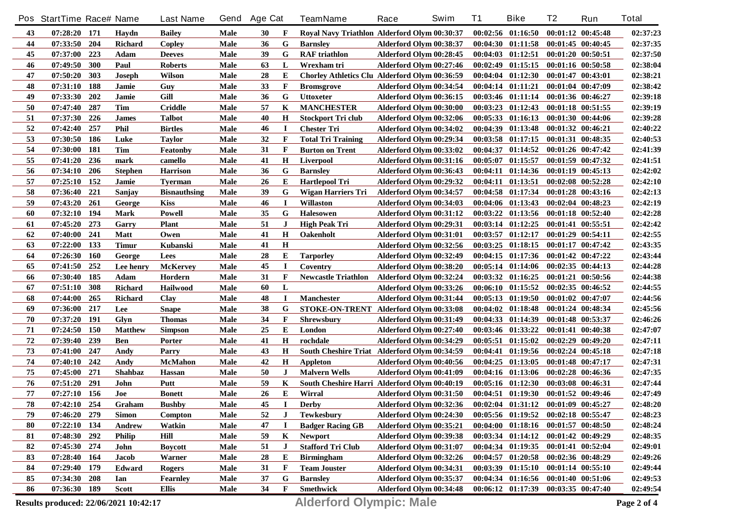| Pos | StartTime | Race# | Name | Last Name | Gend | Age | Cat | TeamName | Race | Swim | T1 | Bike | T2 | Run | Total |
|---|---|---|---|---|---|---|---|---|---|---|---|---|---|---|---|
| 43 | 07:28:20 | 171 | Haydn | Bailey | Male | 30 | F | Royal Navy Triathlon | Alderford Olym | 00:30:37 | 00:02:56 | 01:16:50 | 00:01:12 | 00:45:48 | 02:37:23 |
| 44 | 07:33:50 | 204 | Richard | Copley | Male | 36 | G | Barnsley | Alderford Olym | 00:38:37 | 00:04:30 | 01:11:58 | 00:01:45 | 00:40:45 | 02:37:35 |
| 45 | 07:37:00 | 223 | Adam | Deeves | Male | 39 | G | RAF triathlon | Alderford Olym | 00:28:45 | 00:04:03 | 01:12:51 | 00:01:20 | 00:50:51 | 02:37:50 |
| 46 | 07:49:50 | 300 | Paul | Roberts | Male | 63 | L | Wrexham tri | Alderford Olym | 00:27:46 | 00:02:49 | 01:15:15 | 00:01:16 | 00:50:58 | 02:38:04 |
| 47 | 07:50:20 | 303 | Joseph | Wilson | Male | 28 | E | Chorley Athletics Clu | Alderford Olym | 00:36:59 | 00:04:04 | 01:12:30 | 00:01:47 | 00:43:01 | 02:38:21 |
| 48 | 07:31:10 | 188 | Jamie | Guy | Male | 33 | F | Bromsgrove | Alderford Olym | 00:34:54 | 00:04:14 | 01:11:21 | 00:01:04 | 00:47:09 | 02:38:42 |
| 49 | 07:33:30 | 202 | Jamie | Gill | Male | 36 | G | Uttoxeter | Alderford Olym | 00:36:15 | 00:03:46 | 01:11:14 | 00:01:36 | 00:46:27 | 02:39:18 |
| 50 | 07:47:40 | 287 | Tim | Criddle | Male | 57 | K | MANCHESTER | Alderford Olym | 00:30:00 | 00:03:23 | 01:12:43 | 00:01:18 | 00:51:55 | 02:39:19 |
| 51 | 07:37:30 | 226 | James | Talbot | Male | 40 | H | Stockport Tri club | Alderford Olym | 00:32:06 | 00:05:33 | 01:16:13 | 00:01:30 | 00:44:06 | 02:39:28 |
| 52 | 07:42:40 | 257 | Phil | Birtles | Male | 46 | I | Chester Tri | Alderford Olym | 00:34:02 | 00:04:39 | 01:13:48 | 00:01:32 | 00:46:21 | 02:40:22 |
| 53 | 07:30:50 | 186 | Luke | Taylor | Male | 32 | F | Total Tri Training | Alderford Olym | 00:29:34 | 00:03:58 | 01:17:15 | 00:01:31 | 00:48:35 | 02:40:53 |
| 54 | 07:30:00 | 181 | Tim | Featonby | Male | 31 | F | Burton on Trent | Alderford Olym | 00:33:02 | 00:04:37 | 01:14:52 | 00:01:26 | 00:47:42 | 02:41:39 |
| 55 | 07:41:20 | 236 | mark | camello | Male | 41 | H | Liverpool | Alderford Olym | 00:31:16 | 00:05:07 | 01:15:57 | 00:01:59 | 00:47:32 | 02:41:51 |
| 56 | 07:34:10 | 206 | Stephen | Harrison | Male | 36 | G | Barnsley | Alderford Olym | 00:36:43 | 00:04:11 | 01:14:36 | 00:01:19 | 00:45:13 | 02:42:02 |
| 57 | 07:25:10 | 152 | Jamie | Tyerman | Male | 26 | E | Hartlepool Tri | Alderford Olym | 00:29:32 | 00:04:11 | 01:13:51 | 00:02:08 | 00:52:28 | 02:42:10 |
| 58 | 07:36:40 | 221 | Sanjay | Bisnauthsing | Male | 39 | G | Wigan Harriers Tri | Alderford Olym | 00:34:57 | 00:04:58 | 01:17:34 | 00:01:28 | 00:43:16 | 02:42:13 |
| 59 | 07:43:20 | 261 | George | Kiss | Male | 46 | I | Willaston | Alderford Olym | 00:34:03 | 00:04:06 | 01:13:43 | 00:02:04 | 00:48:23 | 02:42:19 |
| 60 | 07:32:10 | 194 | Mark | Powell | Male | 35 | G | Halesowen | Alderford Olym | 00:31:12 | 00:03:22 | 01:13:56 | 00:01:18 | 00:52:40 | 02:42:28 |
| 61 | 07:45:20 | 273 | Garry | Plant | Male | 51 | J | High Peak Tri | Alderford Olym | 00:29:31 | 00:03:14 | 01:12:25 | 00:01:41 | 00:55:51 | 02:42:42 |
| 62 | 07:40:00 | 241 | Matt | Owen | Male | 41 | H | Oakenholt | Alderford Olym | 00:31:01 | 00:03:57 | 01:12:17 | 00:01:29 | 00:54:11 | 02:42:55 |
| 63 | 07:22:00 | 133 | Timur | Kubanski | Male | 41 | H | | Alderford Olym | 00:32:56 | 00:03:25 | 01:18:15 | 00:01:17 | 00:47:42 | 02:43:35 |
| 64 | 07:26:30 | 160 | George | Lees | Male | 28 | E | Tarporley | Alderford Olym | 00:32:49 | 00:04:15 | 01:17:36 | 00:01:42 | 00:47:22 | 02:43:44 |
| 65 | 07:41:50 | 252 | Lee henry | McKervey | Male | 45 | I | Coventry | Alderford Olym | 00:38:20 | 00:05:14 | 01:14:06 | 00:02:35 | 00:44:13 | 02:44:28 |
| 66 | 07:30:40 | 185 | Adam | Hordern | Male | 31 | F | Newcastle Triathlon | Alderford Olym | 00:32:24 | 00:03:32 | 01:16:25 | 00:01:21 | 00:50:56 | 02:44:38 |
| 67 | 07:51:10 | 308 | Richard | Hailwood | Male | 60 | L | | Alderford Olym | 00:33:26 | 00:06:10 | 01:15:52 | 00:02:35 | 00:46:52 | 02:44:55 |
| 68 | 07:44:00 | 265 | Richard | Clay | Male | 48 | I | Manchester | Alderford Olym | 00:31:44 | 00:05:13 | 01:19:50 | 00:01:02 | 00:47:07 | 02:44:56 |
| 69 | 07:36:00 | 217 | Lee | Snape | Male | 38 | G | STOKE-ON-TRENT | Alderford Olym | 00:33:08 | 00:04:02 | 01:18:48 | 00:01:24 | 00:48:34 | 02:45:56 |
| 70 | 07:37:20 | 191 | Glyn | Thomas | Male | 34 | F | Shrewsbury | Alderford Olym | 00:31:49 | 00:04:33 | 01:14:39 | 00:01:48 | 00:53:37 | 02:46:26 |
| 71 | 07:24:50 | 150 | Matthew | Simpson | Male | 25 | E | London | Alderford Olym | 00:27:40 | 00:03:46 | 01:33:22 | 00:01:41 | 00:40:38 | 02:47:07 |
| 72 | 07:39:40 | 239 | Ben | Porter | Male | 41 | H | rochdale | Alderford Olym | 00:34:29 | 00:05:51 | 01:15:02 | 00:02:29 | 00:49:20 | 02:47:11 |
| 73 | 07:41:00 | 247 | Andy | Parry | Male | 43 | H | South Cheshire Triat | Alderford Olym | 00:34:59 | 00:04:41 | 01:19:56 | 00:02:24 | 00:45:18 | 02:47:18 |
| 74 | 07:40:10 | 242 | Andy | McMahon | Male | 42 | H | Appleton | Alderford Olym | 00:40:56 | 00:04:25 | 01:13:05 | 00:01:48 | 00:47:17 | 02:47:31 |
| 75 | 07:45:00 | 271 | Shahbaz | Hassan | Male | 50 | J | Malvern Wells | Alderford Olym | 00:41:09 | 00:04:16 | 01:13:06 | 00:02:28 | 00:46:36 | 02:47:35 |
| 76 | 07:51:20 | 291 | John | Putt | Male | 59 | K | South Cheshire Harri | Alderford Olym | 00:40:19 | 00:05:16 | 01:12:30 | 00:03:08 | 00:46:31 | 02:47:44 |
| 77 | 07:27:10 | 156 | Joe | Bonett | Male | 26 | E | Wirral | Alderford Olym | 00:31:50 | 00:04:51 | 01:19:30 | 00:01:52 | 00:49:46 | 02:47:49 |
| 78 | 07:42:10 | 254 | Graham | Bushby | Male | 45 | I | Derby | Alderford Olym | 00:32:36 | 00:02:04 | 01:31:12 | 00:01:09 | 00:45:27 | 02:48:20 |
| 79 | 07:46:20 | 279 | Simon | Compton | Male | 52 | J | Tewkesbury | Alderford Olym | 00:24:30 | 00:05:56 | 01:19:52 | 00:02:18 | 00:55:47 | 02:48:23 |
| 80 | 07:22:10 | 134 | Andrew | Watkin | Male | 47 | I | Badger Racing GB | Alderford Olym | 00:35:21 | 00:04:00 | 01:18:16 | 00:01:57 | 00:48:50 | 02:48:24 |
| 81 | 07:48:30 | 292 | Philip | Hill | Male | 59 | K | Newport | Alderford Olym | 00:39:38 | 00:03:34 | 01:14:12 | 00:01:42 | 00:49:29 | 02:48:35 |
| 82 | 07:45:30 | 274 | John | Boycott | Male | 51 | J | Stafford Tri Club | Alderford Olym | 00:31:07 | 00:04:34 | 01:19:35 | 00:01:41 | 00:52:04 | 02:49:01 |
| 83 | 07:28:40 | 164 | Jacob | Warner | Male | 28 | E | Birmingham | Alderford Olym | 00:32:26 | 00:04:57 | 01:20:58 | 00:02:36 | 00:48:29 | 02:49:26 |
| 84 | 07:29:40 | 179 | Edward | Rogers | Male | 31 | F | Team Jouster | Alderford Olym | 00:34:31 | 00:03:39 | 01:15:10 | 00:01:14 | 00:55:10 | 02:49:44 |
| 85 | 07:34:30 | 208 | Ian | Fearnley | Male | 37 | G | Barnsley | Alderford Olym | 00:35:37 | 00:04:34 | 01:16:56 | 00:01:40 | 00:51:06 | 02:49:53 |
| 86 | 07:36:30 | 189 | Scott | Ellis | Male | 34 | F | Smethwick | Alderford Olym | 00:34:48 | 00:06:12 | 01:17:39 | 00:03:35 | 00:47:40 | 02:49:54 |

Results produced: 22/06/2021 10:42:17

**Alderford Olympic: Male**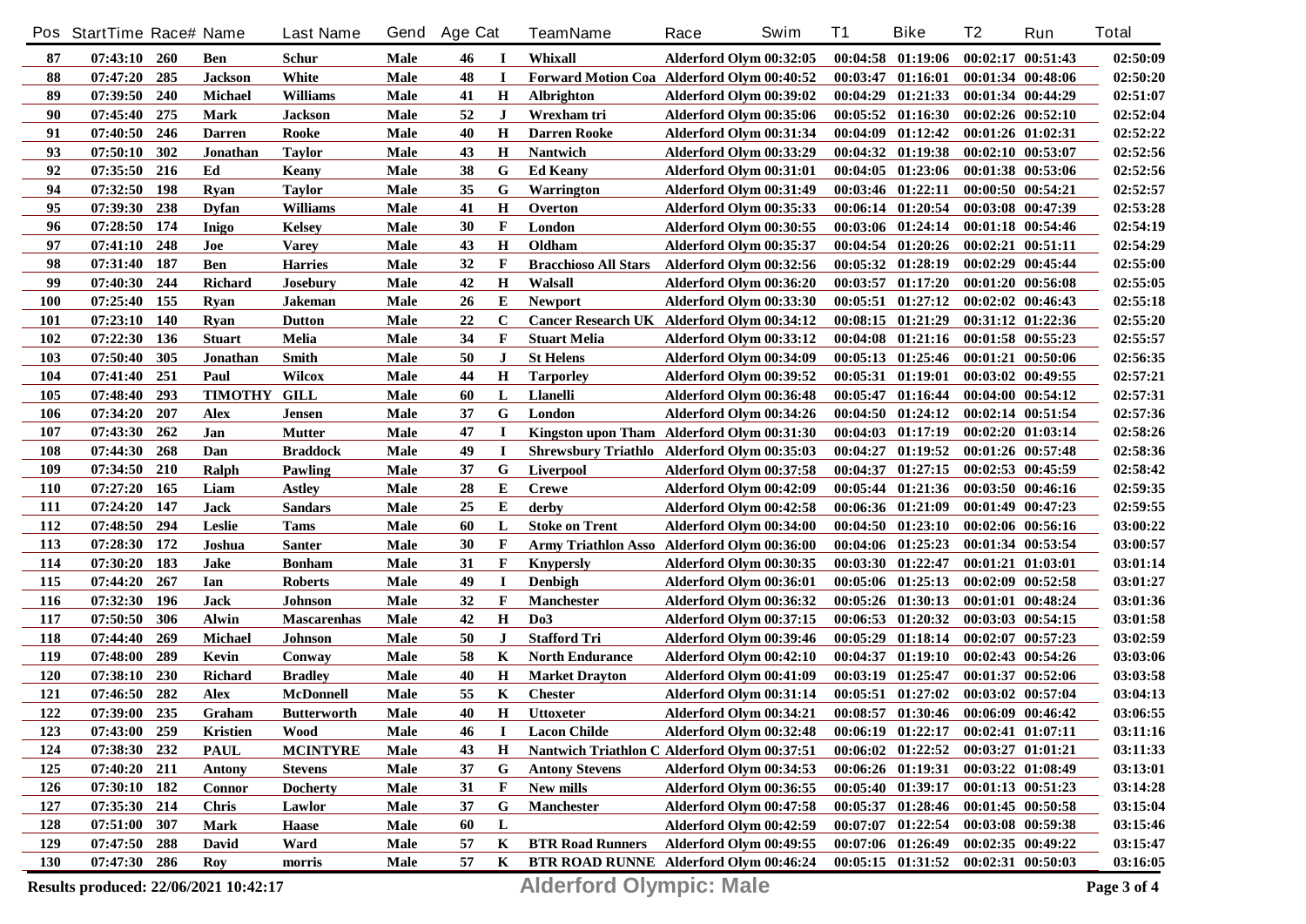| Pos | StartTime | Race# | Name | Last Name | Gend | Age | Cat | TeamName | Race | Swim | T1 | Bike | T2 | Run | Total |
|---|---|---|---|---|---|---|---|---|---|---|---|---|---|---|---|
| 87 | 07:43:10 | 260 | Ben | Schur | Male | 46 | I | Whixall | Alderford Olym | 00:32:05 | 00:04:58 | 01:19:06 | 00:02:17 | 00:51:43 | 02:50:09 |
| 88 | 07:47:20 | 285 | Jackson | White | Male | 48 | I | Forward Motion Coa | Alderford Olym | 00:40:52 | 00:03:47 | 01:16:01 | 00:01:34 | 00:48:06 | 02:50:20 |
| 89 | 07:39:50 | 240 | Michael | Williams | Male | 41 | H | Albrighton | Alderford Olym | 00:39:02 | 00:04:29 | 01:21:33 | 00:01:34 | 00:44:29 | 02:51:07 |
| 90 | 07:45:40 | 275 | Mark | Jackson | Male | 52 | J | Wrexham tri | Alderford Olym | 00:35:06 | 00:05:52 | 01:16:30 | 00:02:26 | 00:52:10 | 02:52:04 |
| 91 | 07:40:50 | 246 | Darren | Rooke | Male | 40 | H | Darren Rooke | Alderford Olym | 00:31:34 | 00:04:09 | 01:12:42 | 00:01:26 | 01:02:31 | 02:52:22 |
| 93 | 07:50:10 | 302 | Jonathan | Taylor | Male | 43 | H | Nantwich | Alderford Olym | 00:33:29 | 00:04:32 | 01:19:38 | 00:02:10 | 00:53:07 | 02:52:56 |
| 92 | 07:35:50 | 216 | Ed | Keany | Male | 38 | G | Ed Keany | Alderford Olym | 00:31:01 | 00:04:05 | 01:23:06 | 00:01:38 | 00:53:06 | 02:52:56 |
| 94 | 07:32:50 | 198 | Ryan | Taylor | Male | 35 | G | Warrington | Alderford Olym | 00:31:49 | 00:03:46 | 01:22:11 | 00:00:50 | 00:54:21 | 02:52:57 |
| 95 | 07:39:30 | 238 | Dyfan | Williams | Male | 41 | H | Overton | Alderford Olym | 00:35:33 | 00:06:14 | 01:20:54 | 00:03:08 | 00:47:39 | 02:53:28 |
| 96 | 07:28:50 | 174 | Inigo | Kelsey | Male | 30 | F | London | Alderford Olym | 00:30:55 | 00:03:06 | 01:24:14 | 00:01:18 | 00:54:46 | 02:54:19 |
| 97 | 07:41:10 | 248 | Joe | Varey | Male | 43 | H | Oldham | Alderford Olym | 00:35:37 | 00:04:54 | 01:20:26 | 00:02:21 | 00:51:11 | 02:54:29 |
| 98 | 07:31:40 | 187 | Ben | Harries | Male | 32 | F | Bracchioso All Stars | Alderford Olym | 00:32:56 | 00:05:32 | 01:28:19 | 00:02:29 | 00:45:44 | 02:55:00 |
| 99 | 07:40:30 | 244 | Richard | Josebury | Male | 42 | H | Walsall | Alderford Olym | 00:36:20 | 00:03:57 | 01:17:20 | 00:01:20 | 00:56:08 | 02:55:05 |
| 100 | 07:25:40 | 155 | Ryan | Jakeman | Male | 26 | E | Newport | Alderford Olym | 00:33:30 | 00:05:51 | 01:27:12 | 00:02:02 | 00:46:43 | 02:55:18 |
| 101 | 07:23:10 | 140 | Ryan | Dutton | Male | 22 | C | Cancer Research UK | Alderford Olym | 00:34:12 | 00:08:15 | 01:21:29 | 00:31:12 | 01:22:36 | 02:55:20 |
| 102 | 07:22:30 | 136 | Stuart | Melia | Male | 34 | F | Stuart Melia | Alderford Olym | 00:33:12 | 00:04:08 | 01:21:16 | 00:01:58 | 00:55:23 | 02:55:57 |
| 103 | 07:50:40 | 305 | Jonathan | Smith | Male | 50 | J | St Helens | Alderford Olym | 00:34:09 | 00:05:13 | 01:25:46 | 00:01:21 | 00:50:06 | 02:56:35 |
| 104 | 07:41:40 | 251 | Paul | Wilcox | Male | 44 | H | Tarporley | Alderford Olym | 00:39:52 | 00:05:31 | 01:19:01 | 00:03:02 | 00:49:55 | 02:57:21 |
| 105 | 07:48:40 | 293 | TIMOTHY | GILL | Male | 60 | L | Llanelli | Alderford Olym | 00:36:48 | 00:05:47 | 01:16:44 | 00:04:00 | 00:54:12 | 02:57:31 |
| 106 | 07:34:20 | 207 | Alex | Jensen | Male | 37 | G | London | Alderford Olym | 00:34:26 | 00:04:50 | 01:24:12 | 00:02:14 | 00:51:54 | 02:57:36 |
| 107 | 07:43:30 | 262 | Jan | Mutter | Male | 47 | I | Kingston upon Tham | Alderford Olym | 00:31:30 | 00:04:03 | 01:17:19 | 00:02:20 | 01:03:14 | 02:58:26 |
| 108 | 07:44:30 | 268 | Dan | Braddock | Male | 49 | I | Shrewsbury Triathlo | Alderford Olym | 00:35:03 | 00:04:27 | 01:19:52 | 00:01:26 | 00:57:48 | 02:58:36 |
| 109 | 07:34:50 | 210 | Ralph | Pawling | Male | 37 | G | Liverpool | Alderford Olym | 00:37:58 | 00:04:37 | 01:27:15 | 00:02:53 | 00:45:59 | 02:58:42 |
| 110 | 07:27:20 | 165 | Liam | Astley | Male | 28 | E | Crewe | Alderford Olym | 00:42:09 | 00:05:44 | 01:21:36 | 00:03:50 | 00:46:16 | 02:59:35 |
| 111 | 07:24:20 | 147 | Jack | Sandars | Male | 25 | E | derby | Alderford Olym | 00:42:58 | 00:06:36 | 01:21:09 | 00:01:49 | 00:47:23 | 02:59:55 |
| 112 | 07:48:50 | 294 | Leslie | Tams | Male | 60 | L | Stoke on Trent | Alderford Olym | 00:34:00 | 00:04:50 | 01:23:10 | 00:02:06 | 00:56:16 | 03:00:22 |
| 113 | 07:28:30 | 172 | Joshua | Santer | Male | 30 | F | Army Triathlon Asso | Alderford Olym | 00:36:00 | 00:04:06 | 01:25:23 | 00:01:34 | 00:53:54 | 03:00:57 |
| 114 | 07:30:20 | 183 | Jake | Bonham | Male | 31 | F | Knypersly | Alderford Olym | 00:30:35 | 00:03:30 | 01:22:47 | 00:01:21 | 01:03:01 | 03:01:14 |
| 115 | 07:44:20 | 267 | Ian | Roberts | Male | 49 | I | Denbigh | Alderford Olym | 00:36:01 | 00:05:06 | 01:25:13 | 00:02:09 | 00:52:58 | 03:01:27 |
| 116 | 07:32:30 | 196 | Jack | Johnson | Male | 32 | F | Manchester | Alderford Olym | 00:36:32 | 00:05:26 | 01:30:13 | 00:01:01 | 00:48:24 | 03:01:36 |
| 117 | 07:50:50 | 306 | Alwin | Mascarenhas | Male | 42 | H | Do3 | Alderford Olym | 00:37:15 | 00:06:53 | 01:20:32 | 00:03:03 | 00:54:15 | 03:01:58 |
| 118 | 07:44:40 | 269 | Michael | Johnson | Male | 50 | J | Stafford Tri | Alderford Olym | 00:39:46 | 00:05:29 | 01:18:14 | 00:02:07 | 00:57:23 | 03:02:59 |
| 119 | 07:48:00 | 289 | Kevin | Conway | Male | 58 | K | North Endurance | Alderford Olym | 00:42:10 | 00:04:37 | 01:19:10 | 00:02:43 | 00:54:26 | 03:03:06 |
| 120 | 07:38:10 | 230 | Richard | Bradley | Male | 40 | H | Market Drayton | Alderford Olym | 00:41:09 | 00:03:19 | 01:25:47 | 00:01:37 | 00:52:06 | 03:03:58 |
| 121 | 07:46:50 | 282 | Alex | McDonnell | Male | 55 | K | Chester | Alderford Olym | 00:31:14 | 00:05:51 | 01:27:02 | 00:03:02 | 00:57:04 | 03:04:13 |
| 122 | 07:39:00 | 235 | Graham | Butterworth | Male | 40 | H | Uttoxeter | Alderford Olym | 00:34:21 | 00:08:57 | 01:30:46 | 00:06:09 | 00:46:42 | 03:06:55 |
| 123 | 07:43:00 | 259 | Kristien | Wood | Male | 46 | I | Lacon Childe | Alderford Olym | 00:32:48 | 00:06:19 | 01:22:17 | 00:02:41 | 01:07:11 | 03:11:16 |
| 124 | 07:38:30 | 232 | PAUL | MCINTYRE | Male | 43 | H | Nantwich Triathlon C | Alderford Olym | 00:37:51 | 00:06:02 | 01:22:52 | 00:03:27 | 01:01:21 | 03:11:33 |
| 125 | 07:40:20 | 211 | Antony | Stevens | Male | 37 | G | Antony Stevens | Alderford Olym | 00:34:53 | 00:06:26 | 01:19:31 | 00:03:22 | 01:08:49 | 03:13:01 |
| 126 | 07:30:10 | 182 | Connor | Docherty | Male | 31 | F | New mills | Alderford Olym | 00:36:55 | 00:05:40 | 01:39:17 | 00:01:13 | 00:51:23 | 03:14:28 |
| 127 | 07:35:30 | 214 | Chris | Lawlor | Male | 37 | G | Manchester | Alderford Olym | 00:47:58 | 00:05:37 | 01:28:46 | 00:01:45 | 00:50:58 | 03:15:04 |
| 128 | 07:51:00 | 307 | Mark | Haase | Male | 60 | L | | Alderford Olym | 00:42:59 | 00:07:07 | 01:22:54 | 00:03:08 | 00:59:38 | 03:15:46 |
| 129 | 07:47:50 | 288 | David | Ward | Male | 57 | K | BTR Road Runners | Alderford Olym | 00:49:55 | 00:07:06 | 01:26:49 | 00:02:35 | 00:49:22 | 03:15:47 |
| 130 | 07:47:30 | 286 | Roy | morris | Male | 57 | K | BTR ROAD RUNNE | Alderford Olym | 00:46:24 | 00:05:15 | 01:31:52 | 00:02:31 | 00:50:03 | 03:16:05 |

Results produced: 22/06/2021 10:42:17

**Alderford Olympic: Male**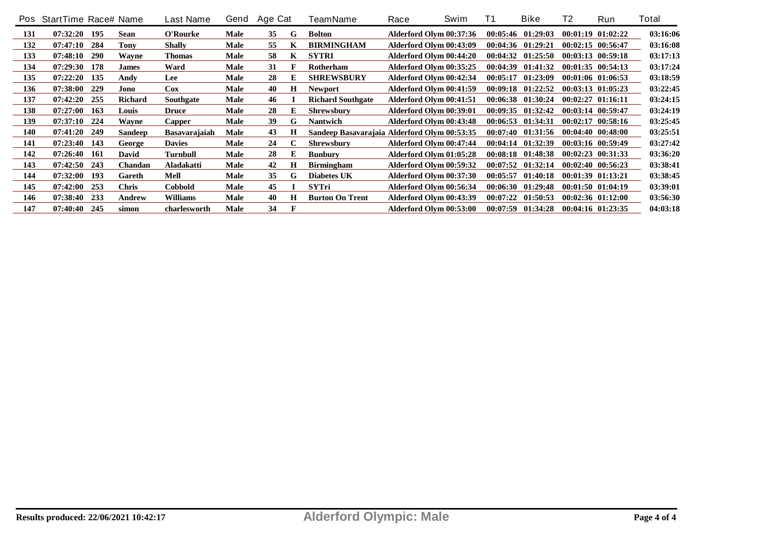| Pos | StartTime | Race# | Name | Last Name | Gend | Age | Cat | TeamName | Race | Swim | T1 | Bike | T2 | Run | Total |
|---|---|---|---|---|---|---|---|---|---|---|---|---|---|---|---|
| 131 | 07:32:20 | 195 | Sean | O'Rourke | Male | 35 | G | Bolton | Alderford Olym | 00:37:36 | 00:05:46 | 01:29:03 | 00:01:19 | 01:02:22 | 03:16:06 |
| 132 | 07:47:10 | 284 | Tony | Shally | Male | 55 | K | BIRMINGHAM | Alderford Olym | 00:43:09 | 00:04:36 | 01:29:21 | 00:02:15 | 00:56:47 | 03:16:08 |
| 133 | 07:48:10 | 290 | Wayne | Thomas | Male | 58 | K | SYTRI | Alderford Olym | 00:44:20 | 00:04:32 | 01:25:50 | 00:03:13 | 00:59:18 | 03:17:13 |
| 134 | 07:29:30 | 178 | James | Ward | Male | 31 | F | Rotherham | Alderford Olym | 00:35:25 | 00:04:39 | 01:41:32 | 00:01:35 | 00:54:13 | 03:17:24 |
| 135 | 07:22:20 | 135 | Andy | Lee | Male | 28 | E | SHREWSBURY | Alderford Olym | 00:42:34 | 00:05:17 | 01:23:09 | 00:01:06 | 01:06:53 | 03:18:59 |
| 136 | 07:38:00 | 229 | Jono | Cox | Male | 40 | H | Newport | Alderford Olym | 00:41:59 | 00:09:18 | 01:22:52 | 00:03:13 | 01:05:23 | 03:22:45 |
| 137 | 07:42:20 | 255 | Richard | Southgate | Male | 46 | I | Richard Southgate | Alderford Olym | 00:41:51 | 00:06:38 | 01:30:24 | 00:02:27 | 01:16:11 | 03:24:15 |
| 138 | 07:27:00 | 163 | Louis | Druce | Male | 28 | E | Shrewsbury | Alderford Olym | 00:39:01 | 00:09:35 | 01:32:42 | 00:03:14 | 00:59:47 | 03:24:19 |
| 139 | 07:37:10 | 224 | Wayne | Capper | Male | 39 | G | Nantwich | Alderford Olym | 00:43:48 | 00:06:53 | 01:34:31 | 00:02:17 | 00:58:16 | 03:25:45 |
| 140 | 07:41:20 | 249 | Sandeep | Basavarajaiah | Male | 43 | H | Sandeep Basavarajaia | Alderford Olym | 00:53:35 | 00:07:40 | 01:31:56 | 00:04:40 | 00:48:00 | 03:25:51 |
| 141 | 07:23:40 | 143 | George | Davies | Male | 24 | C | Shrewsbury | Alderford Olym | 00:47:44 | 00:04:14 | 01:32:39 | 00:03:16 | 00:59:49 | 03:27:42 |
| 142 | 07:26:40 | 161 | David | Turnbull | Male | 28 | E | Bunbury | Alderford Olym | 01:05:28 | 00:08:18 | 01:48:38 | 00:02:23 | 00:31:33 | 03:36:20 |
| 143 | 07:42:50 | 243 | Chandan | Aladakatti | Male | 42 | H | Birmingham | Alderford Olym | 00:59:32 | 00:07:52 | 01:32:14 | 00:02:40 | 00:56:23 | 03:38:41 |
| 144 | 07:32:00 | 193 | Gareth | Mell | Male | 35 | G | Diabetes UK | Alderford Olym | 00:37:30 | 00:05:57 | 01:40:18 | 00:01:39 | 01:13:21 | 03:38:45 |
| 145 | 07:42:00 | 253 | Chris | Cobbold | Male | 45 | I | SYTri | Alderford Olym | 00:56:34 | 00:06:30 | 01:29:48 | 00:01:50 | 01:04:19 | 03:39:01 |
| 146 | 07:38:40 | 233 | Andrew | Williams | Male | 40 | H | Burton On Trent | Alderford Olym | 00:43:39 | 00:07:22 | 01:50:53 | 00:02:36 | 01:12:00 | 03:56:30 |
| 147 | 07:40:40 | 245 | simon | charlesworth | Male | 34 | F | | Alderford Olym | 00:53:00 | 00:07:59 | 01:34:28 | 00:04:16 | 01:23:35 | 04:03:18 |

Results produced: 22/06/2021 10:42:17

Alderford Olympic: Male